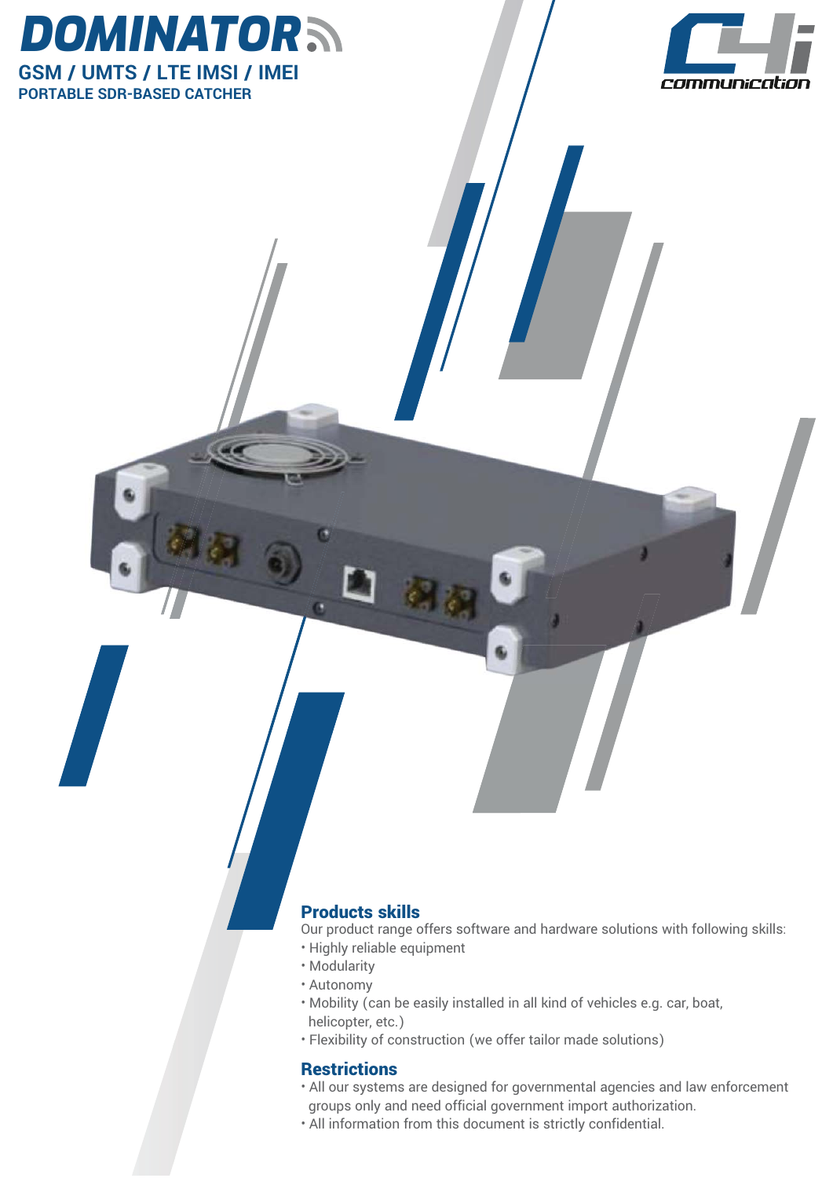# DOMINATOR

**GSM / UMTS / LTE IMSI / IMEI**

**PORTABLE SDR-BASED CATCHER**

communication

## Products skills

Our product range offers software and hardware solutions with following skills:

- Highly reliable equipment
- Modularity
- Autonomy
- Mobility (can be easily installed in all kind of vehicles e.g. car, boat, helicopter, etc.)
- Flexibility of construction (we offer tailor made solutions)

## Restrictions

- All our systems are designed for governmental agencies and law enforcement groups only and need official government import authorization.
- All information from this document is strictly confidential.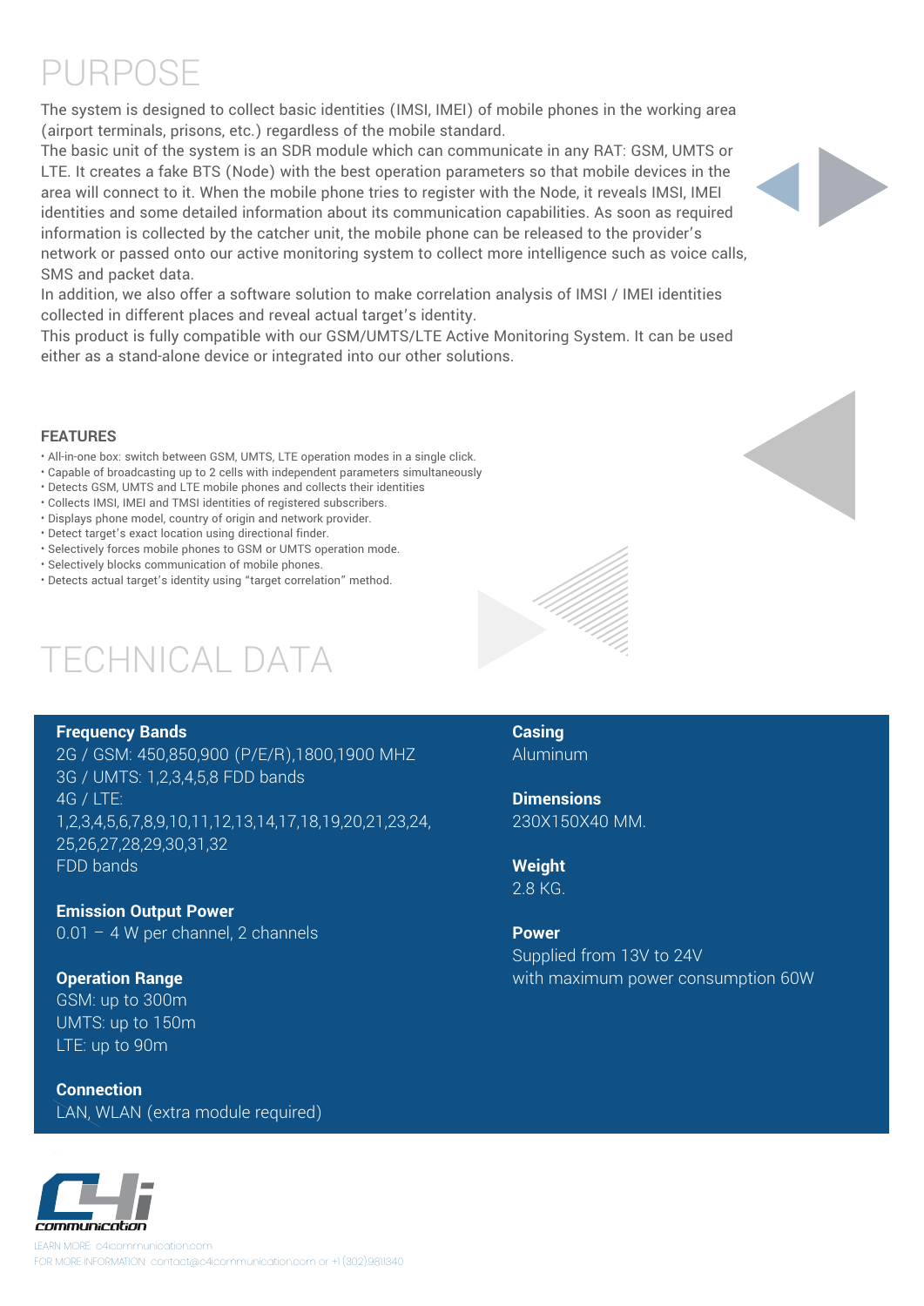# PURPOSE

The system is designed to collect basic identities (IMSI, IMEI) of mobile phones in the working area (airport terminals, prisons, etc.) regardless of the mobile standard.
The basic unit of the system is an SDR module which can communicate in any RAT: GSM, UMTS or LTE. It creates a fake BTS (Node) with the best operation parameters so that mobile devices in the area will connect to it. When the mobile phone tries to register with the Node, it reveals IMSI, IMEI identities and some detailed information about its communication capabilities. As soon as required information is collected by the catcher unit, the mobile phone can be released to the provider's network or passed onto our active monitoring system to collect more intelligence such as voice calls, SMS and packet data.
In addition, we also offer a software solution to make correlation analysis of IMSI / IMEI identities collected in different places and reveal actual target's identity.
This product is fully compatible with our GSM/UMTS/LTE Active Monitoring System. It can be used either as a stand-alone device or integrated into our other solutions.

### FEATURES

- All-in-one box: switch between GSM, UMTS, LTE operation modes in a single click.
- Capable of broadcasting up to 2 cells with independent parameters simultaneously
- Detects GSM, UMTS and LTE mobile phones and collects their identities
- Collects IMSI, IMEI and TMSI identities of registered subscribers.
- Displays phone model, country of origin and network provider.
- Detect target's exact location using directional finder.
- Selectively forces mobile phones to GSM or UMTS operation mode.
- Selectively blocks communication of mobile phones.
- Detects actual target's identity using "target correlation" method.

# TECHNICAL DATA

**Frequency Bands**
2G / GSM: 450,850,900 (P/E/R),1800,1900 MHZ
3G / UMTS: 1,2,3,4,5,8 FDD bands
4G / LTE:
1,2,3,4,5,6,7,8,9,10,11,12,13,14,17,18,19,20,21,23,24,
25,26,27,28,29,30,31,32
FDD bands

**Emission Output Power**
0.01 – 4 W per channel, 2 channels

**Operation Range**
GSM: up to 300m
UMTS: up to 150m
LTE: up to 90m

**Connection**
LAN, WLAN (extra module required)

**Casing**
Aluminum

**Dimensions**
230X150X40 MM.

**Weight**
2.8 KG.

**Power**
Supplied from 13V to 24V
with maximum power consumption 60W

C4i communication

LEARN MORE: c4icommunication.com
FOR MORE INFORMATION: contact@c4icommunication.com or +1 (302)9811340